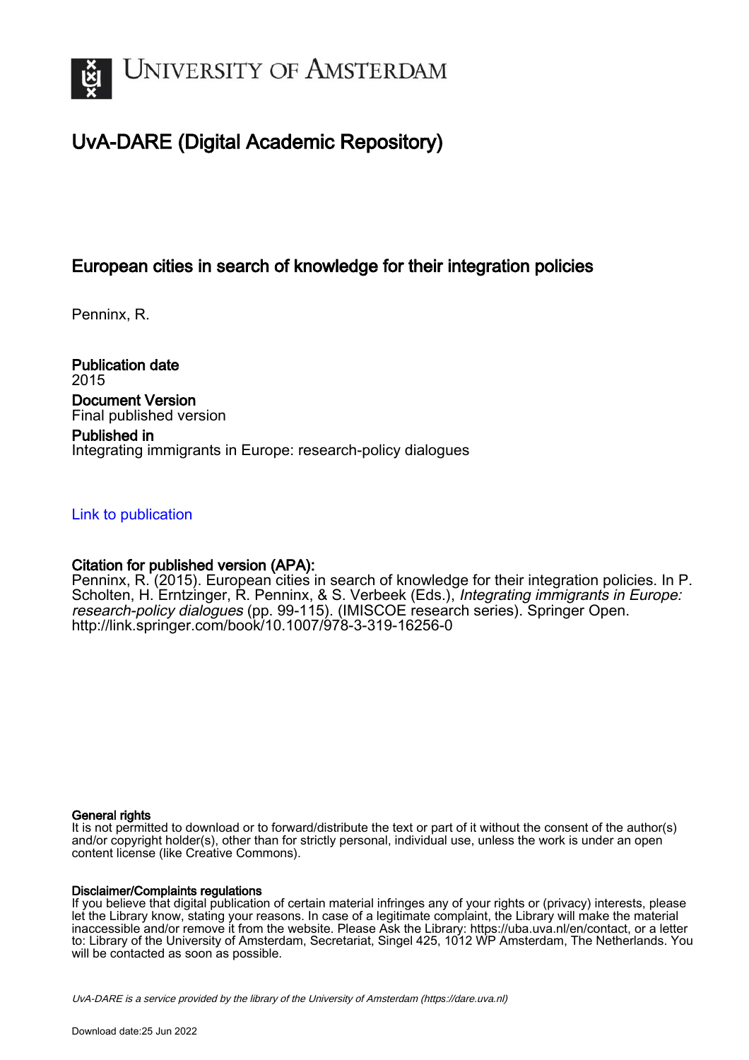UNIVERSITY OF AMSTERDAM

# UvA-DARE (Digital Academic Repository)

## European cities in search of knowledge for their integration policies

Penninx, R.

**Publication date**
2015

**Document Version**
Final published version

**Published in**
Integrating immigrants in Europe: research-policy dialogues

Link to publication

**Citation for published version (APA):**
Penninx, R. (2015). European cities in search of knowledge for their integration policies. In P. Scholten, H. Erntzinger, R. Penninx, & S. Verbeek (Eds.), *Integrating immigrants in Europe: research-policy dialogues* (pp. 99-115). (IMISCOE research series). Springer Open. http://link.springer.com/book/10.1007/978-3-319-16256-0

**General rights**
It is not permitted to download or to forward/distribute the text or part of it without the consent of the author(s) and/or copyright holder(s), other than for strictly personal, individual use, unless the work is under an open content license (like Creative Commons).

**Disclaimer/Complaints regulations**
If you believe that digital publication of certain material infringes any of your rights or (privacy) interests, please let the Library know, stating your reasons. In case of a legitimate complaint, the Library will make the material inaccessible and/or remove it from the website. Please Ask the Library: https://uba.uva.nl/en/contact, or a letter to: Library of the University of Amsterdam, Secretariat, Singel 425, 1012 WP Amsterdam, The Netherlands. You will be contacted as soon as possible.

*UvA-DARE is a service provided by the library of the University of Amsterdam (https://dare.uva.nl)*

Download date:25 Jun 2022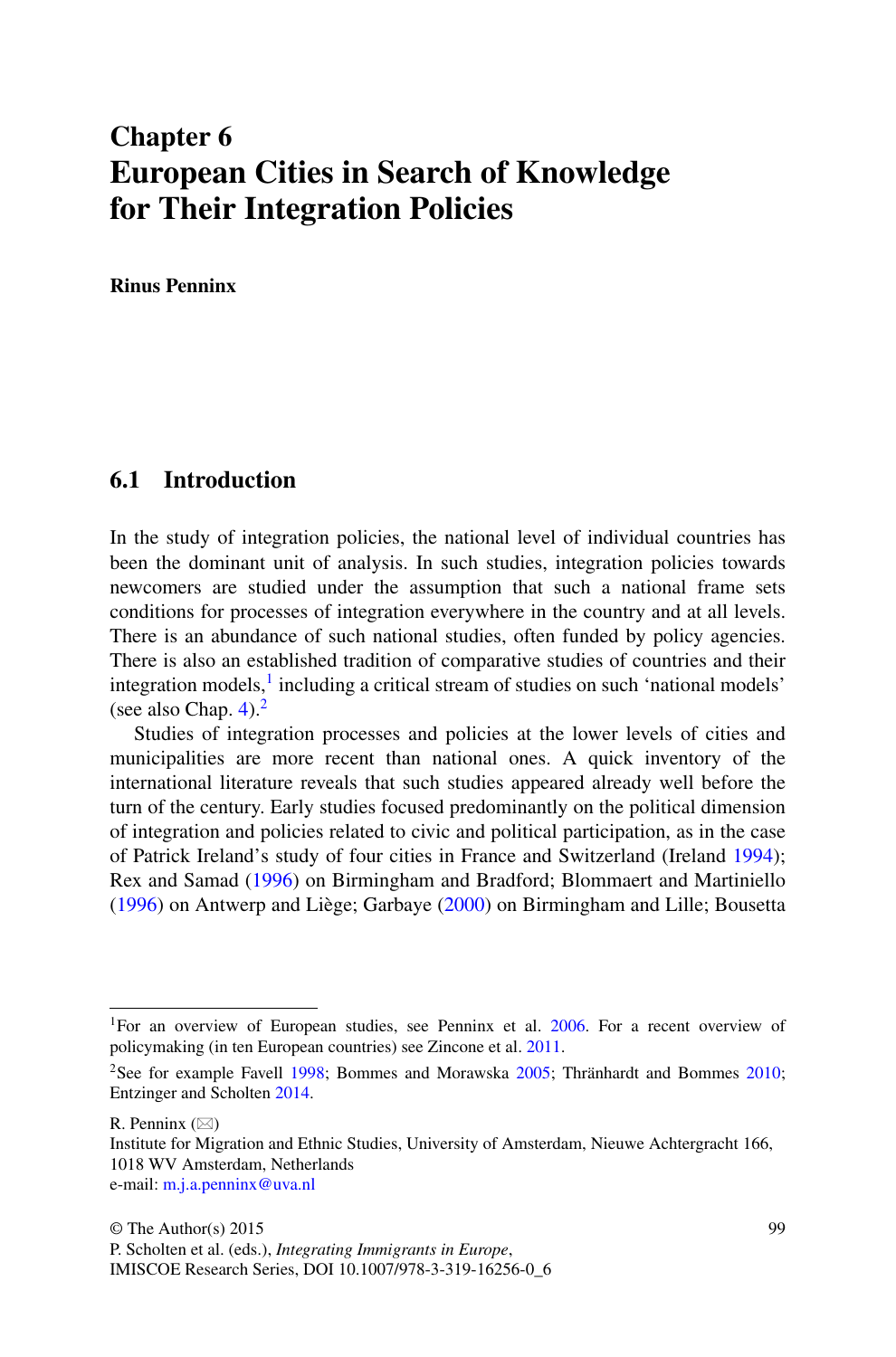# Chapter 6
# European Cities in Search of Knowledge for Their Integration Policies

**Rinus Penninx**

## 6.1 Introduction

In the study of integration policies, the national level of individual countries has been the dominant unit of analysis. In such studies, integration policies towards newcomers are studied under the assumption that such a national frame sets conditions for processes of integration everywhere in the country and at all levels. There is an abundance of such national studies, often funded by policy agencies. There is also an established tradition of comparative studies of countries and their integration models,[1] including a critical stream of studies on such 'national models' (see also Chap. 4).[2]

Studies of integration processes and policies at the lower levels of cities and municipalities are more recent than national ones. A quick inventory of the international literature reveals that such studies appeared already well before the turn of the century. Early studies focused predominantly on the political dimension of integration and policies related to civic and political participation, as in the case of Patrick Ireland's study of four cities in France and Switzerland (Ireland 1994); Rex and Samad (1996) on Birmingham and Bradford; Blommaert and Martiniello (1996) on Antwerp and Liège; Garbaye (2000) on Birmingham and Lille; Bousetta

---

[1] For an overview of European studies, see Penninx et al. 2006. For a recent overview of policymaking (in ten European countries) see Zincone et al. 2011.

[2] See for example Favell 1998; Bommes and Morawska 2005; Thränhardt and Bommes 2010; Entzinger and Scholten 2014.

R. Penninx (✉)
Institute for Migration and Ethnic Studies, University of Amsterdam, Nieuwe Achtergracht 166, 1018 WV Amsterdam, Netherlands
e-mail: m.j.a.penninx@uva.nl

© The Author(s) 2015
P. Scholten et al. (eds.), *Integrating Immigrants in Europe*,
IMISCOE Research Series, DOI 10.1007/978-3-319-16256-0_6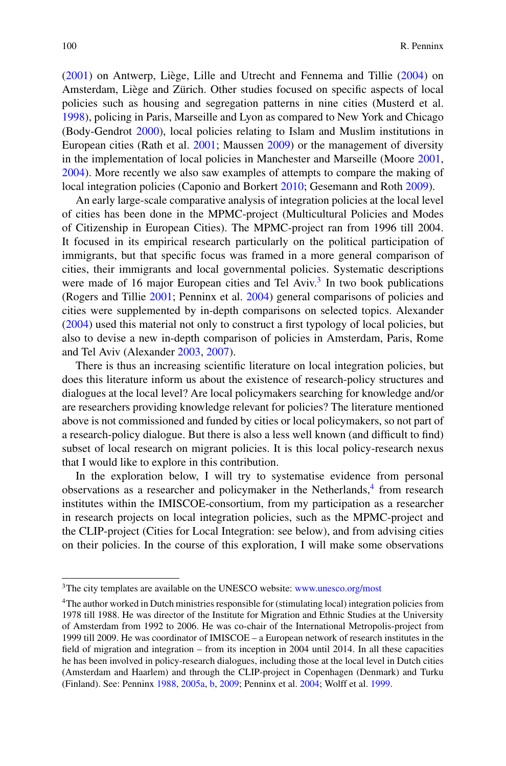(2001) on Antwerp, Liège, Lille and Utrecht and Fennema and Tillie (2004) on Amsterdam, Liège and Zürich. Other studies focused on specific aspects of local policies such as housing and segregation patterns in nine cities (Musterd et al. 1998), policing in Paris, Marseille and Lyon as compared to New York and Chicago (Body-Gendrot 2000), local policies relating to Islam and Muslim institutions in European cities (Rath et al. 2001; Maussen 2009) or the management of diversity in the implementation of local policies in Manchester and Marseille (Moore 2001, 2004). More recently we also saw examples of attempts to compare the making of local integration policies (Caponio and Borkert 2010; Gesemann and Roth 2009).

An early large-scale comparative analysis of integration policies at the local level of cities has been done in the MPMC-project (Multicultural Policies and Modes of Citizenship in European Cities). The MPMC-project ran from 1996 till 2004. It focused in its empirical research particularly on the political participation of immigrants, but that specific focus was framed in a more general comparison of cities, their immigrants and local governmental policies. Systematic descriptions were made of 16 major European cities and Tel Aviv.[3] In two book publications (Rogers and Tillie 2001; Penninx et al. 2004) general comparisons of policies and cities were supplemented by in-depth comparisons on selected topics. Alexander (2004) used this material not only to construct a first typology of local policies, but also to devise a new in-depth comparison of policies in Amsterdam, Paris, Rome and Tel Aviv (Alexander 2003, 2007).

There is thus an increasing scientific literature on local integration policies, but does this literature inform us about the existence of research-policy structures and dialogues at the local level? Are local policymakers searching for knowledge and/or are researchers providing knowledge relevant for policies? The literature mentioned above is not commissioned and funded by cities or local policymakers, so not part of a research-policy dialogue. But there is also a less well known (and difficult to find) subset of local research on migrant policies. It is this local policy-research nexus that I would like to explore in this contribution.

In the exploration below, I will try to systematise evidence from personal observations as a researcher and policymaker in the Netherlands,[4] from research institutes within the IMISCOE-consortium, from my participation as a researcher in research projects on local integration policies, such as the MPMC-project and the CLIP-project (Cities for Local Integration: see below), and from advising cities on their policies. In the course of this exploration, I will make some observations

---

[3] The city templates are available on the UNESCO website: www.unesco.org/most

[4] The author worked in Dutch ministries responsible for (stimulating local) integration policies from 1978 till 1988. He was director of the Institute for Migration and Ethnic Studies at the University of Amsterdam from 1992 to 2006. He was co-chair of the International Metropolis-project from 1999 till 2009. He was coordinator of IMISCOE – a European network of research institutes in the field of migration and integration – from its inception in 2004 until 2014. In all these capacities he has been involved in policy-research dialogues, including those at the local level in Dutch cities (Amsterdam and Haarlem) and through the CLIP-project in Copenhagen (Denmark) and Turku (Finland). See: Penninx 1988, 2005a, b, 2009; Penninx et al. 2004; Wolff et al. 1999.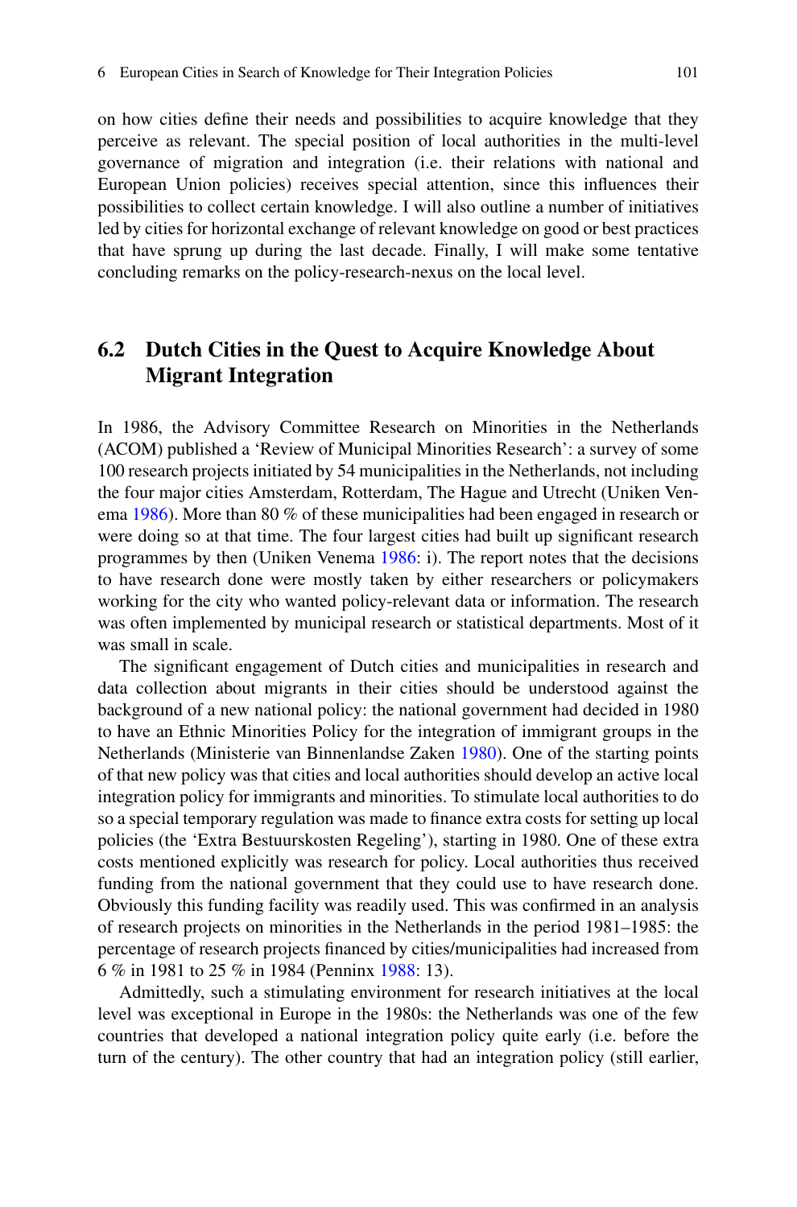on how cities define their needs and possibilities to acquire knowledge that they perceive as relevant. The special position of local authorities in the multi-level governance of migration and integration (i.e. their relations with national and European Union policies) receives special attention, since this influences their possibilities to collect certain knowledge. I will also outline a number of initiatives led by cities for horizontal exchange of relevant knowledge on good or best practices that have sprung up during the last decade. Finally, I will make some tentative concluding remarks on the policy-research-nexus on the local level.

## 6.2 Dutch Cities in the Quest to Acquire Knowledge About Migrant Integration

In 1986, the Advisory Committee Research on Minorities in the Netherlands (ACOM) published a 'Review of Municipal Minorities Research': a survey of some 100 research projects initiated by 54 municipalities in the Netherlands, not including the four major cities Amsterdam, Rotterdam, The Hague and Utrecht (Uniken Venema 1986). More than 80 % of these municipalities had been engaged in research or were doing so at that time. The four largest cities had built up significant research programmes by then (Uniken Venema 1986: i). The report notes that the decisions to have research done were mostly taken by either researchers or policymakers working for the city who wanted policy-relevant data or information. The research was often implemented by municipal research or statistical departments. Most of it was small in scale.

The significant engagement of Dutch cities and municipalities in research and data collection about migrants in their cities should be understood against the background of a new national policy: the national government had decided in 1980 to have an Ethnic Minorities Policy for the integration of immigrant groups in the Netherlands (Ministerie van Binnenlandse Zaken 1980). One of the starting points of that new policy was that cities and local authorities should develop an active local integration policy for immigrants and minorities. To stimulate local authorities to do so a special temporary regulation was made to finance extra costs for setting up local policies (the 'Extra Bestuurskosten Regeling'), starting in 1980. One of these extra costs mentioned explicitly was research for policy. Local authorities thus received funding from the national government that they could use to have research done. Obviously this funding facility was readily used. This was confirmed in an analysis of research projects on minorities in the Netherlands in the period 1981–1985: the percentage of research projects financed by cities/municipalities had increased from 6 % in 1981 to 25 % in 1984 (Penninx 1988: 13).

Admittedly, such a stimulating environment for research initiatives at the local level was exceptional in Europe in the 1980s: the Netherlands was one of the few countries that developed a national integration policy quite early (i.e. before the turn of the century). The other country that had an integration policy (still earlier,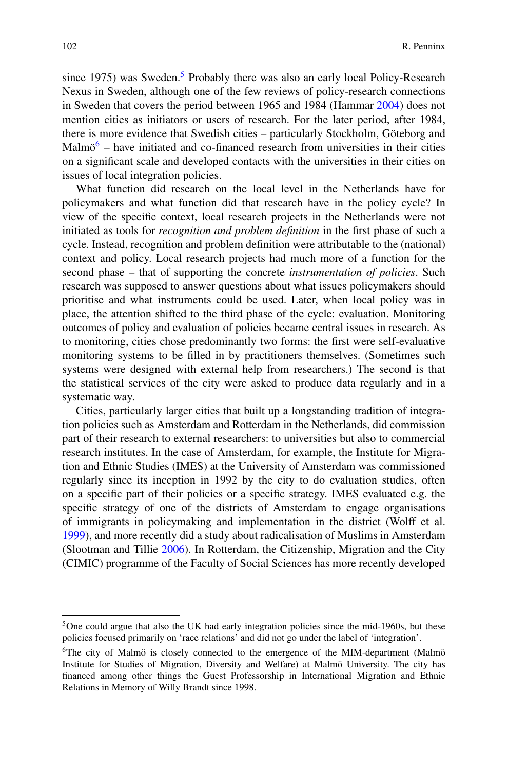since 1975) was Sweden.[5] Probably there was also an early local Policy-Research Nexus in Sweden, although one of the few reviews of policy-research connections in Sweden that covers the period between 1965 and 1984 (Hammar 2004) does not mention cities as initiators or users of research. For the later period, after 1984, there is more evidence that Swedish cities – particularly Stockholm, Göteborg and Malmö[6] – have initiated and co-financed research from universities in their cities on a significant scale and developed contacts with the universities in their cities on issues of local integration policies.

What function did research on the local level in the Netherlands have for policymakers and what function did that research have in the policy cycle? In view of the specific context, local research projects in the Netherlands were not initiated as tools for *recognition and problem definition* in the first phase of such a cycle. Instead, recognition and problem definition were attributable to the (national) context and policy. Local research projects had much more of a function for the second phase – that of supporting the concrete *instrumentation of policies*. Such research was supposed to answer questions about what issues policymakers should prioritise and what instruments could be used. Later, when local policy was in place, the attention shifted to the third phase of the cycle: evaluation. Monitoring outcomes of policy and evaluation of policies became central issues in research. As to monitoring, cities chose predominantly two forms: the first were self-evaluative monitoring systems to be filled in by practitioners themselves. (Sometimes such systems were designed with external help from researchers.) The second is that the statistical services of the city were asked to produce data regularly and in a systematic way.

Cities, particularly larger cities that built up a longstanding tradition of integration policies such as Amsterdam and Rotterdam in the Netherlands, did commission part of their research to external researchers: to universities but also to commercial research institutes. In the case of Amsterdam, for example, the Institute for Migration and Ethnic Studies (IMES) at the University of Amsterdam was commissioned regularly since its inception in 1992 by the city to do evaluation studies, often on a specific part of their policies or a specific strategy. IMES evaluated e.g. the specific strategy of one of the districts of Amsterdam to engage organisations of immigrants in policymaking and implementation in the district (Wolff et al. 1999), and more recently did a study about radicalisation of Muslims in Amsterdam (Slootman and Tillie 2006). In Rotterdam, the Citizenship, Migration and the City (CIMIC) programme of the Faculty of Social Sciences has more recently developed

---

[5] One could argue that also the UK had early integration policies since the mid-1960s, but these policies focused primarily on 'race relations' and did not go under the label of 'integration'.

[6] The city of Malmö is closely connected to the emergence of the MIM-department (Malmö Institute for Studies of Migration, Diversity and Welfare) at Malmö University. The city has financed among other things the Guest Professorship in International Migration and Ethnic Relations in Memory of Willy Brandt since 1998.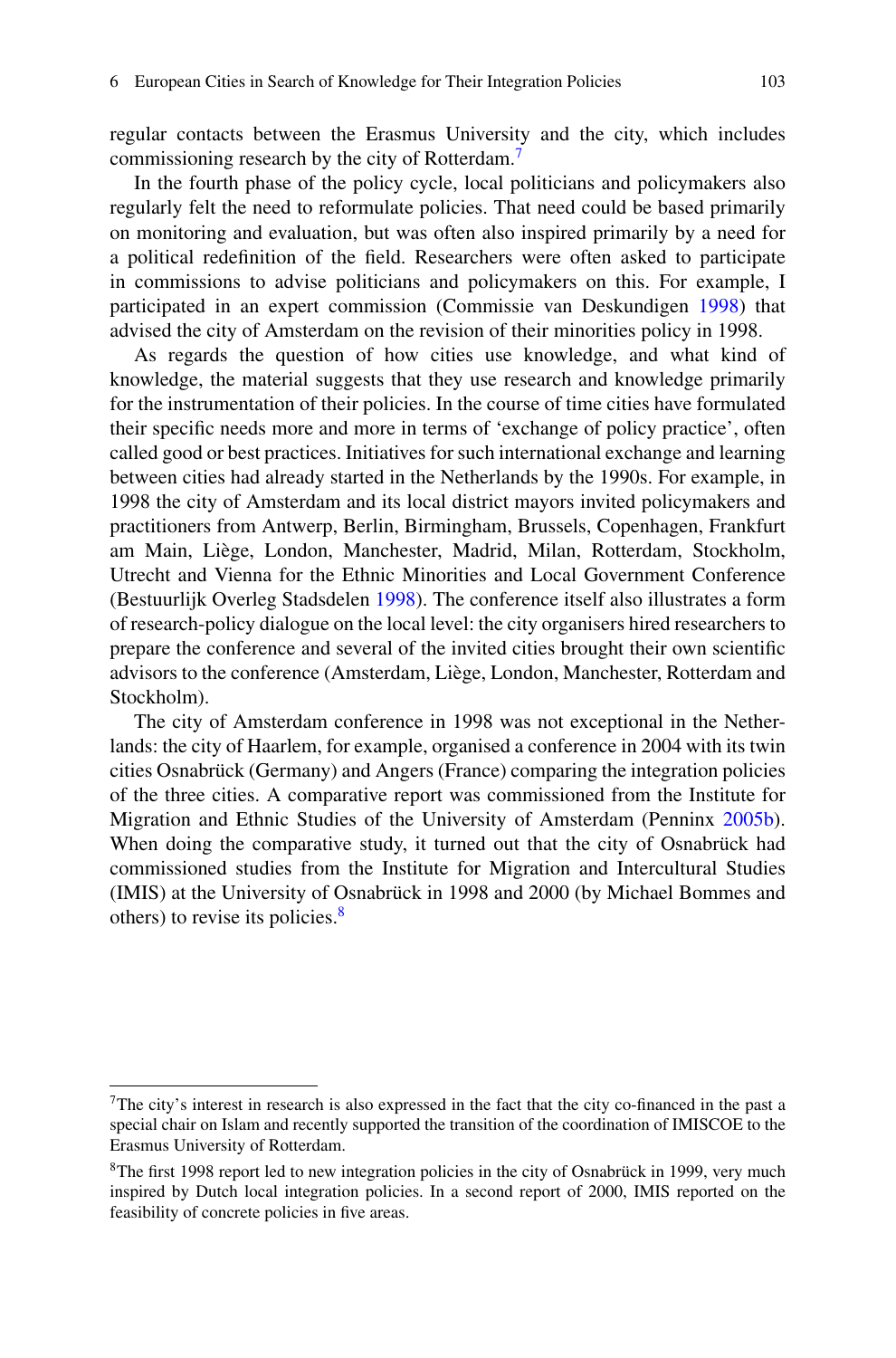regular contacts between the Erasmus University and the city, which includes commissioning research by the city of Rotterdam.[7]

In the fourth phase of the policy cycle, local politicians and policymakers also regularly felt the need to reformulate policies. That need could be based primarily on monitoring and evaluation, but was often also inspired primarily by a need for a political redefinition of the field. Researchers were often asked to participate in commissions to advise politicians and policymakers on this. For example, I participated in an expert commission (Commissie van Deskundigen 1998) that advised the city of Amsterdam on the revision of their minorities policy in 1998.

As regards the question of how cities use knowledge, and what kind of knowledge, the material suggests that they use research and knowledge primarily for the instrumentation of their policies. In the course of time cities have formulated their specific needs more and more in terms of 'exchange of policy practice', often called good or best practices. Initiatives for such international exchange and learning between cities had already started in the Netherlands by the 1990s. For example, in 1998 the city of Amsterdam and its local district mayors invited policymakers and practitioners from Antwerp, Berlin, Birmingham, Brussels, Copenhagen, Frankfurt am Main, Liège, London, Manchester, Madrid, Milan, Rotterdam, Stockholm, Utrecht and Vienna for the Ethnic Minorities and Local Government Conference (Bestuurlijk Overleg Stadsdelen 1998). The conference itself also illustrates a form of research-policy dialogue on the local level: the city organisers hired researchers to prepare the conference and several of the invited cities brought their own scientific advisors to the conference (Amsterdam, Liège, London, Manchester, Rotterdam and Stockholm).

The city of Amsterdam conference in 1998 was not exceptional in the Netherlands: the city of Haarlem, for example, organised a conference in 2004 with its twin cities Osnabrück (Germany) and Angers (France) comparing the integration policies of the three cities. A comparative report was commissioned from the Institute for Migration and Ethnic Studies of the University of Amsterdam (Penninx 2005b). When doing the comparative study, it turned out that the city of Osnabrück had commissioned studies from the Institute for Migration and Intercultural Studies (IMIS) at the University of Osnabrück in 1998 and 2000 (by Michael Bommes and others) to revise its policies.[8]

---

[7]The city's interest in research is also expressed in the fact that the city co-financed in the past a special chair on Islam and recently supported the transition of the coordination of IMISCOE to the Erasmus University of Rotterdam.

[8]The first 1998 report led to new integration policies in the city of Osnabrück in 1999, very much inspired by Dutch local integration policies. In a second report of 2000, IMIS reported on the feasibility of concrete policies in five areas.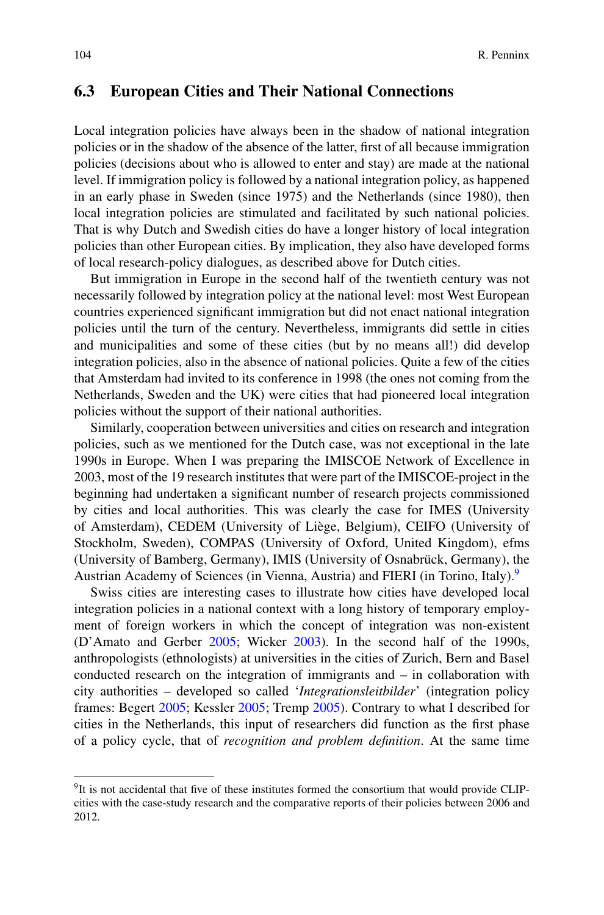## 6.3 European Cities and Their National Connections

Local integration policies have always been in the shadow of national integration policies or in the shadow of the absence of the latter, first of all because immigration policies (decisions about who is allowed to enter and stay) are made at the national level. If immigration policy is followed by a national integration policy, as happened in an early phase in Sweden (since 1975) and the Netherlands (since 1980), then local integration policies are stimulated and facilitated by such national policies. That is why Dutch and Swedish cities do have a longer history of local integration policies than other European cities. By implication, they also have developed forms of local research-policy dialogues, as described above for Dutch cities.

But immigration in Europe in the second half of the twentieth century was not necessarily followed by integration policy at the national level: most West European countries experienced significant immigration but did not enact national integration policies until the turn of the century. Nevertheless, immigrants did settle in cities and municipalities and some of these cities (but by no means all!) did develop integration policies, also in the absence of national policies. Quite a few of the cities that Amsterdam had invited to its conference in 1998 (the ones not coming from the Netherlands, Sweden and the UK) were cities that had pioneered local integration policies without the support of their national authorities.

Similarly, cooperation between universities and cities on research and integration policies, such as we mentioned for the Dutch case, was not exceptional in the late 1990s in Europe. When I was preparing the IMISCOE Network of Excellence in 2003, most of the 19 research institutes that were part of the IMISCOE-project in the beginning had undertaken a significant number of research projects commissioned by cities and local authorities. This was clearly the case for IMES (University of Amsterdam), CEDEM (University of Liège, Belgium), CEIFO (University of Stockholm, Sweden), COMPAS (University of Oxford, United Kingdom), efms (University of Bamberg, Germany), IMIS (University of Osnabrück, Germany), the Austrian Academy of Sciences (in Vienna, Austria) and FIERI (in Torino, Italy).[9]

Swiss cities are interesting cases to illustrate how cities have developed local integration policies in a national context with a long history of temporary employment of foreign workers in which the concept of integration was non-existent (D'Amato and Gerber 2005; Wicker 2003). In the second half of the 1990s, anthropologists (ethnologists) at universities in the cities of Zurich, Bern and Basel conducted research on the integration of immigrants and – in collaboration with city authorities – developed so called '*Integrationsleitbilder*' (integration policy frames: Begert 2005; Kessler 2005; Tremp 2005). Contrary to what I described for cities in the Netherlands, this input of researchers did function as the first phase of a policy cycle, that of *recognition and problem definition*. At the same time

[9] It is not accidental that five of these institutes formed the consortium that would provide CLIP-cities with the case-study research and the comparative reports of their policies between 2006 and 2012.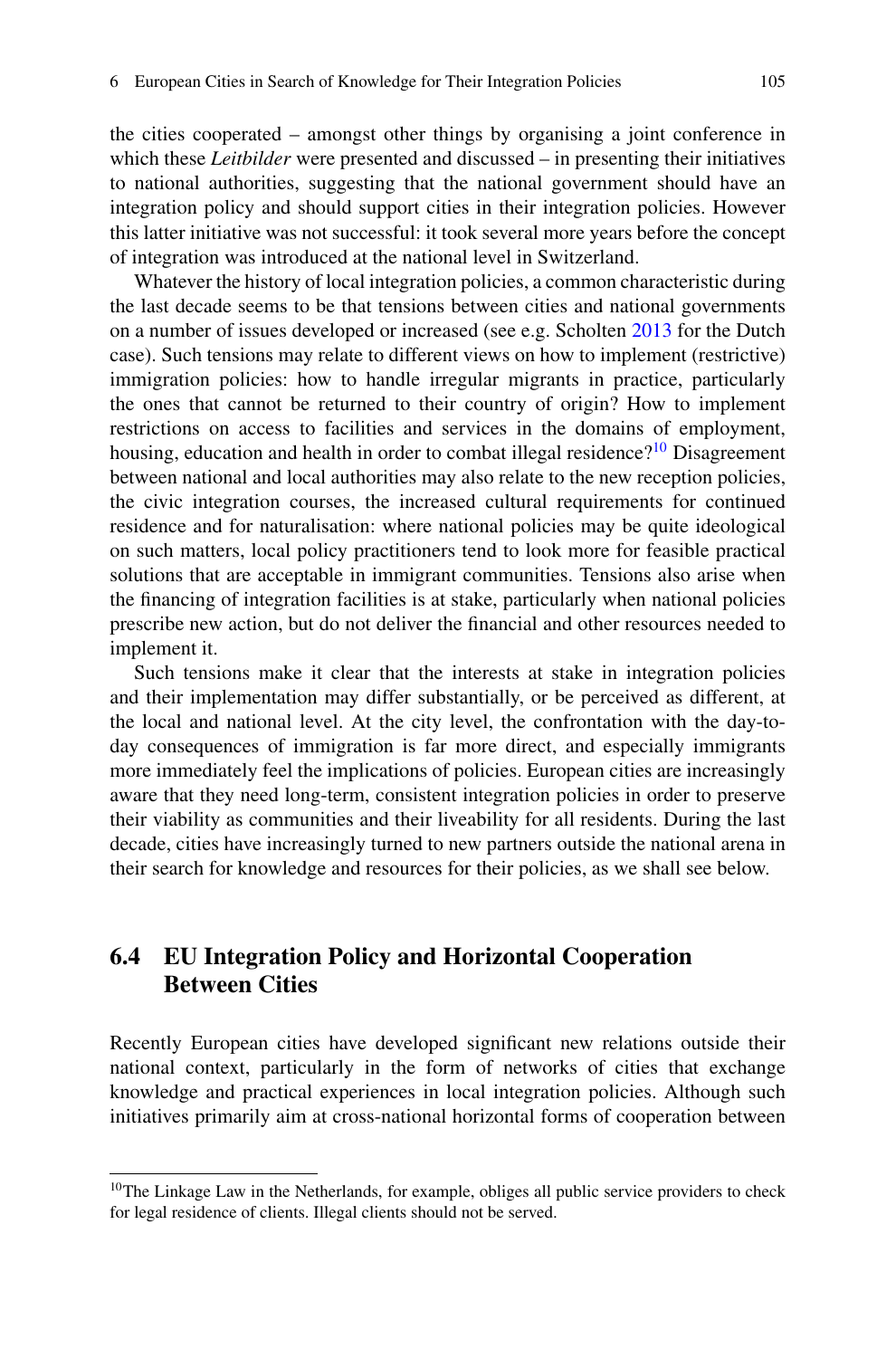the cities cooperated – amongst other things by organising a joint conference in which these *Leitbilder* were presented and discussed – in presenting their initiatives to national authorities, suggesting that the national government should have an integration policy and should support cities in their integration policies. However this latter initiative was not successful: it took several more years before the concept of integration was introduced at the national level in Switzerland.

Whatever the history of local integration policies, a common characteristic during the last decade seems to be that tensions between cities and national governments on a number of issues developed or increased (see e.g. Scholten 2013 for the Dutch case). Such tensions may relate to different views on how to implement (restrictive) immigration policies: how to handle irregular migrants in practice, particularly the ones that cannot be returned to their country of origin? How to implement restrictions on access to facilities and services in the domains of employment, housing, education and health in order to combat illegal residence?[10] Disagreement between national and local authorities may also relate to the new reception policies, the civic integration courses, the increased cultural requirements for continued residence and for naturalisation: where national policies may be quite ideological on such matters, local policy practitioners tend to look more for feasible practical solutions that are acceptable in immigrant communities. Tensions also arise when the financing of integration facilities is at stake, particularly when national policies prescribe new action, but do not deliver the financial and other resources needed to implement it.

Such tensions make it clear that the interests at stake in integration policies and their implementation may differ substantially, or be perceived as different, at the local and national level. At the city level, the confrontation with the day-to-day consequences of immigration is far more direct, and especially immigrants more immediately feel the implications of policies. European cities are increasingly aware that they need long-term, consistent integration policies in order to preserve their viability as communities and their liveability for all residents. During the last decade, cities have increasingly turned to new partners outside the national arena in their search for knowledge and resources for their policies, as we shall see below.

## 6.4 EU Integration Policy and Horizontal Cooperation Between Cities

Recently European cities have developed significant new relations outside their national context, particularly in the form of networks of cities that exchange knowledge and practical experiences in local integration policies. Although such initiatives primarily aim at cross-national horizontal forms of cooperation between

---

[10] The Linkage Law in the Netherlands, for example, obliges all public service providers to check for legal residence of clients. Illegal clients should not be served.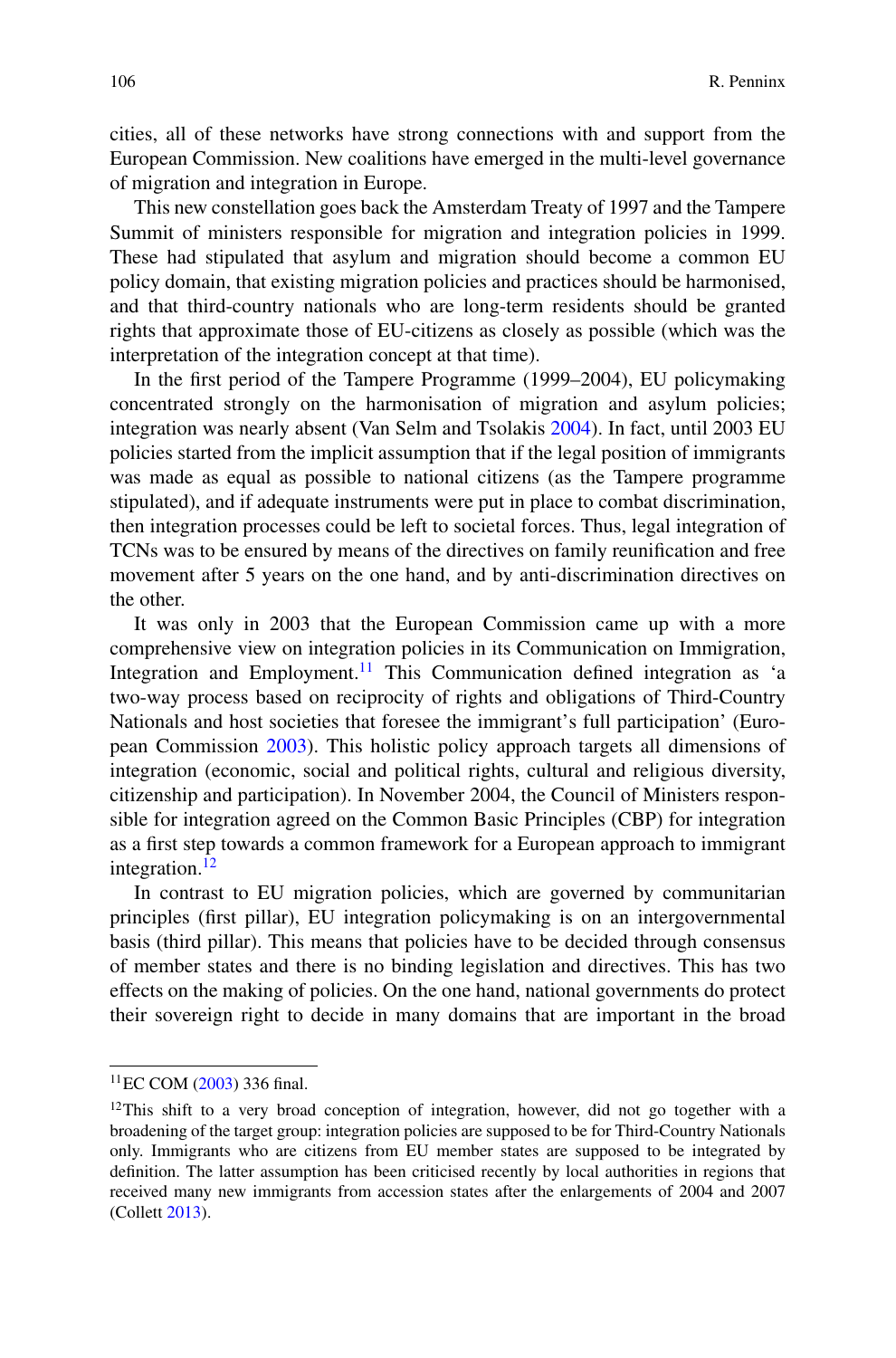cities, all of these networks have strong connections with and support from the European Commission. New coalitions have emerged in the multi-level governance of migration and integration in Europe.

This new constellation goes back the Amsterdam Treaty of 1997 and the Tampere Summit of ministers responsible for migration and integration policies in 1999. These had stipulated that asylum and migration should become a common EU policy domain, that existing migration policies and practices should be harmonised, and that third-country nationals who are long-term residents should be granted rights that approximate those of EU-citizens as closely as possible (which was the interpretation of the integration concept at that time).

In the first period of the Tampere Programme (1999–2004), EU policymaking concentrated strongly on the harmonisation of migration and asylum policies; integration was nearly absent (Van Selm and Tsolakis 2004). In fact, until 2003 EU policies started from the implicit assumption that if the legal position of immigrants was made as equal as possible to national citizens (as the Tampere programme stipulated), and if adequate instruments were put in place to combat discrimination, then integration processes could be left to societal forces. Thus, legal integration of TCNs was to be ensured by means of the directives on family reunification and free movement after 5 years on the one hand, and by anti-discrimination directives on the other.

It was only in 2003 that the European Commission came up with a more comprehensive view on integration policies in its Communication on Immigration, Integration and Employment.[11] This Communication defined integration as 'a two-way process based on reciprocity of rights and obligations of Third-Country Nationals and host societies that foresee the immigrant's full participation' (European Commission 2003). This holistic policy approach targets all dimensions of integration (economic, social and political rights, cultural and religious diversity, citizenship and participation). In November 2004, the Council of Ministers responsible for integration agreed on the Common Basic Principles (CBP) for integration as a first step towards a common framework for a European approach to immigrant integration.[12]

In contrast to EU migration policies, which are governed by communitarian principles (first pillar), EU integration policymaking is on an intergovernmental basis (third pillar). This means that policies have to be decided through consensus of member states and there is no binding legislation and directives. This has two effects on the making of policies. On the one hand, national governments do protect their sovereign right to decide in many domains that are important in the broad

---

[11] EC COM (2003) 336 final.

[12] This shift to a very broad conception of integration, however, did not go together with a broadening of the target group: integration policies are supposed to be for Third-Country Nationals only. Immigrants who are citizens from EU member states are supposed to be integrated by definition. The latter assumption has been criticised recently by local authorities in regions that received many new immigrants from accession states after the enlargements of 2004 and 2007 (Collett 2013).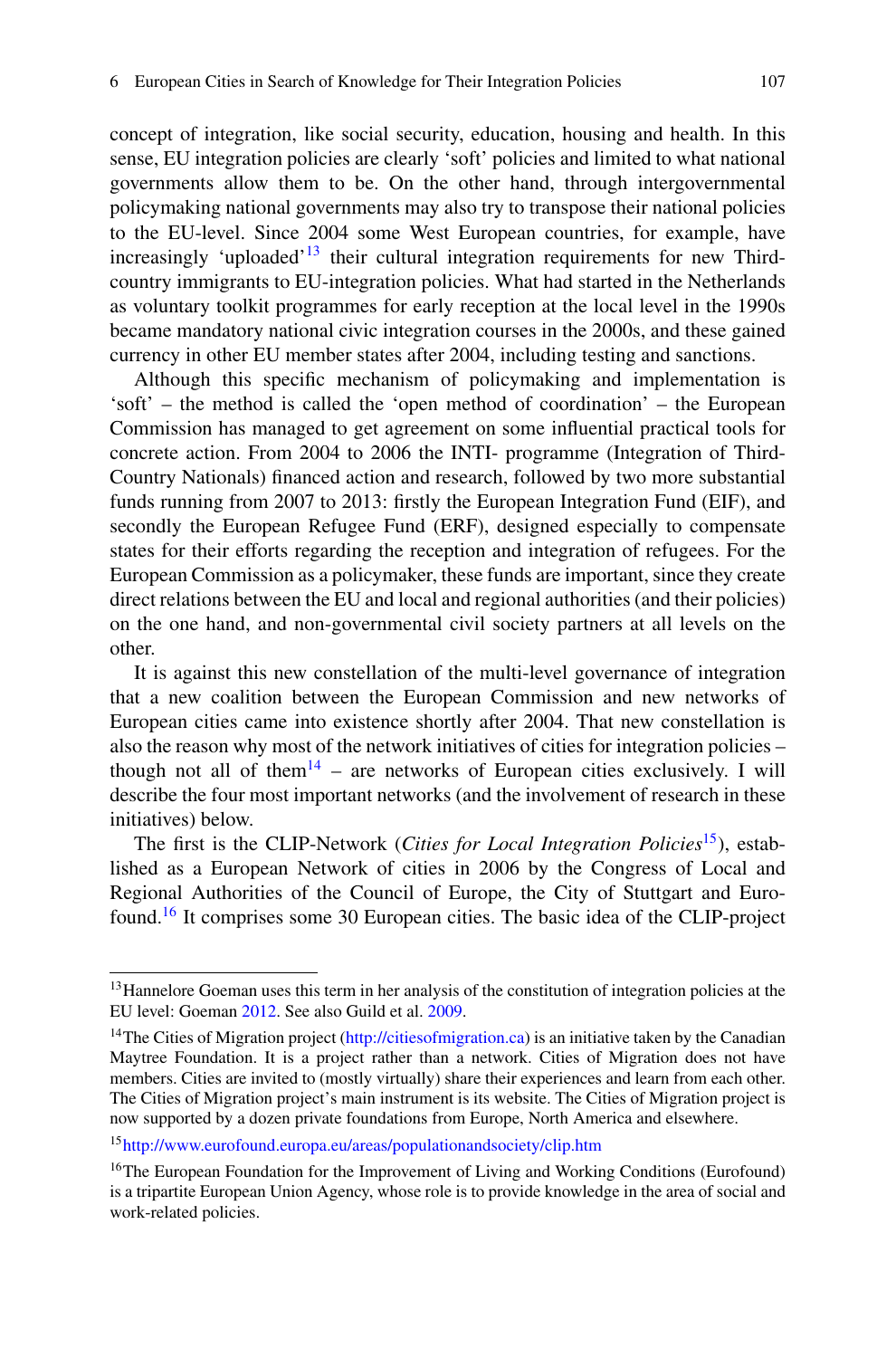concept of integration, like social security, education, housing and health. In this sense, EU integration policies are clearly 'soft' policies and limited to what national governments allow them to be. On the other hand, through intergovernmental policymaking national governments may also try to transpose their national policies to the EU-level. Since 2004 some West European countries, for example, have increasingly 'uploaded'[13] their cultural integration requirements for new Third-country immigrants to EU-integration policies. What had started in the Netherlands as voluntary toolkit programmes for early reception at the local level in the 1990s became mandatory national civic integration courses in the 2000s, and these gained currency in other EU member states after 2004, including testing and sanctions.

Although this specific mechanism of policymaking and implementation is 'soft' – the method is called the 'open method of coordination' – the European Commission has managed to get agreement on some influential practical tools for concrete action. From 2004 to 2006 the INTI- programme (Integration of Third-Country Nationals) financed action and research, followed by two more substantial funds running from 2007 to 2013: firstly the European Integration Fund (EIF), and secondly the European Refugee Fund (ERF), designed especially to compensate states for their efforts regarding the reception and integration of refugees. For the European Commission as a policymaker, these funds are important, since they create direct relations between the EU and local and regional authorities (and their policies) on the one hand, and non-governmental civil society partners at all levels on the other.

It is against this new constellation of the multi-level governance of integration that a new coalition between the European Commission and new networks of European cities came into existence shortly after 2004. That new constellation is also the reason why most of the network initiatives of cities for integration policies – though not all of them[14] – are networks of European cities exclusively. I will describe the four most important networks (and the involvement of research in these initiatives) below.

The first is the CLIP-Network (*Cities for Local Integration Policies*[15]), established as a European Network of cities in 2006 by the Congress of Local and Regional Authorities of the Council of Europe, the City of Stuttgart and Eurofound.[16] It comprises some 30 European cities. The basic idea of the CLIP-project

---

[13] Hannelore Goeman uses this term in her analysis of the constitution of integration policies at the EU level: Goeman 2012. See also Guild et al. 2009.

[14] The Cities of Migration project (http://citiesofmigration.ca) is an initiative taken by the Canadian Maytree Foundation. It is a project rather than a network. Cities of Migration does not have members. Cities are invited to (mostly virtually) share their experiences and learn from each other. The Cities of Migration project's main instrument is its website. The Cities of Migration project is now supported by a dozen private foundations from Europe, North America and elsewhere.

[15] http://www.eurofound.europa.eu/areas/populationandsociety/clip.htm

[16] The European Foundation for the Improvement of Living and Working Conditions (Eurofound) is a tripartite European Union Agency, whose role is to provide knowledge in the area of social and work-related policies.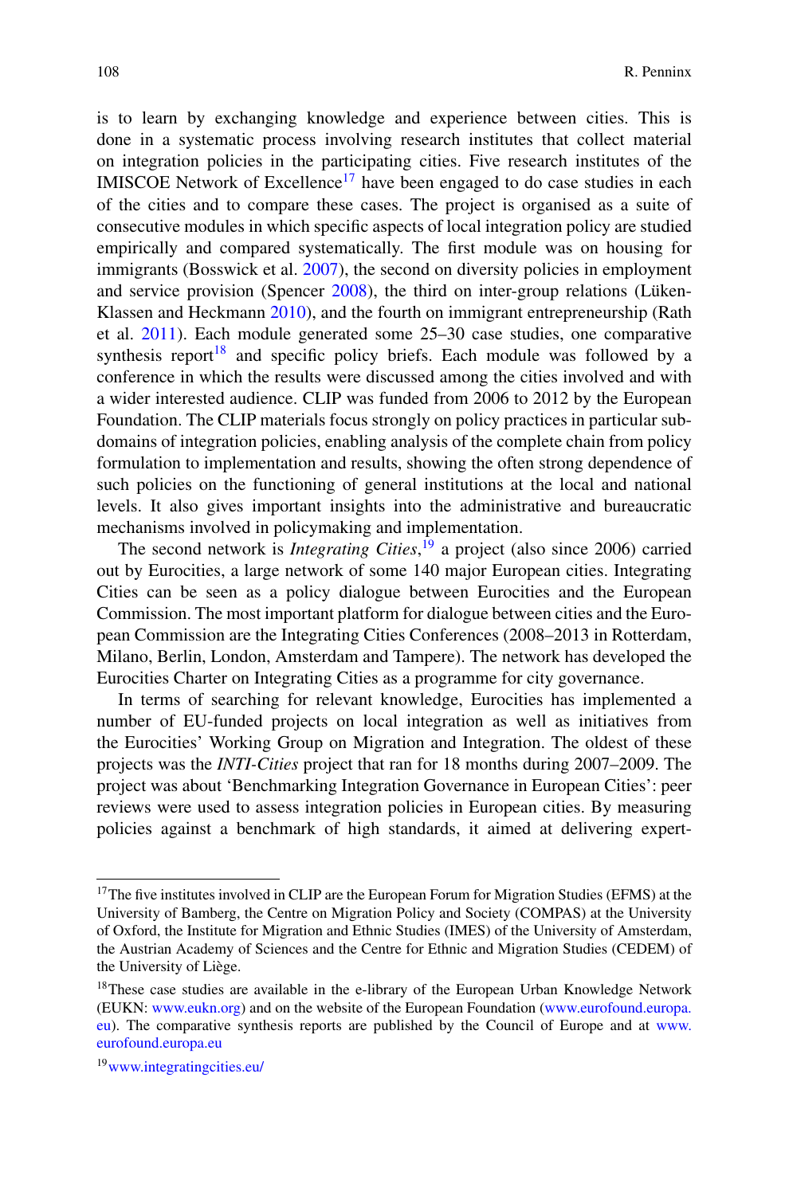is to learn by exchanging knowledge and experience between cities. This is done in a systematic process involving research institutes that collect material on integration policies in the participating cities. Five research institutes of the IMISCOE Network of Excellence[17] have been engaged to do case studies in each of the cities and to compare these cases. The project is organised as a suite of consecutive modules in which specific aspects of local integration policy are studied empirically and compared systematically. The first module was on housing for immigrants (Bosswick et al. 2007), the second on diversity policies in employment and service provision (Spencer 2008), the third on inter-group relations (Lüken-Klassen and Heckmann 2010), and the fourth on immigrant entrepreneurship (Rath et al. 2011). Each module generated some 25–30 case studies, one comparative synthesis report[18] and specific policy briefs. Each module was followed by a conference in which the results were discussed among the cities involved and with a wider interested audience. CLIP was funded from 2006 to 2012 by the European Foundation. The CLIP materials focus strongly on policy practices in particular sub-domains of integration policies, enabling analysis of the complete chain from policy formulation to implementation and results, showing the often strong dependence of such policies on the functioning of general institutions at the local and national levels. It also gives important insights into the administrative and bureaucratic mechanisms involved in policymaking and implementation.

The second network is *Integrating Cities*,[19] a project (also since 2006) carried out by Eurocities, a large network of some 140 major European cities. Integrating Cities can be seen as a policy dialogue between Eurocities and the European Commission. The most important platform for dialogue between cities and the European Commission are the Integrating Cities Conferences (2008–2013 in Rotterdam, Milano, Berlin, London, Amsterdam and Tampere). The network has developed the Eurocities Charter on Integrating Cities as a programme for city governance.

In terms of searching for relevant knowledge, Eurocities has implemented a number of EU-funded projects on local integration as well as initiatives from the Eurocities' Working Group on Migration and Integration. The oldest of these projects was the *INTI-Cities* project that ran for 18 months during 2007–2009. The project was about 'Benchmarking Integration Governance in European Cities': peer reviews were used to assess integration policies in European cities. By measuring policies against a benchmark of high standards, it aimed at delivering expert-

---

[17] The five institutes involved in CLIP are the European Forum for Migration Studies (EFMS) at the University of Bamberg, the Centre on Migration Policy and Society (COMPAS) at the University of Oxford, the Institute for Migration and Ethnic Studies (IMES) of the University of Amsterdam, the Austrian Academy of Sciences and the Centre for Ethnic and Migration Studies (CEDEM) of the University of Liège.

[18] These case studies are available in the e-library of the European Urban Knowledge Network (EUKN: www.eukn.org) and on the website of the European Foundation (www.eurofound.europa.eu). The comparative synthesis reports are published by the Council of Europe and at www.eurofound.europa.eu

[19] www.integratingcities.eu/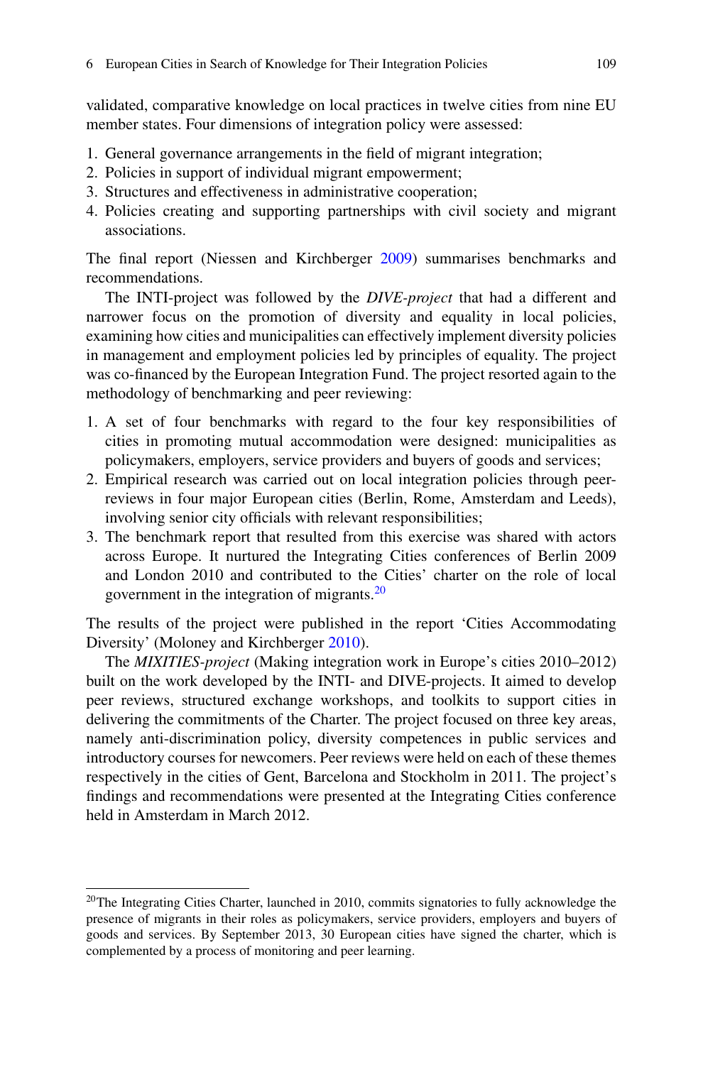validated, comparative knowledge on local practices in twelve cities from nine EU member states. Four dimensions of integration policy were assessed:

1. General governance arrangements in the field of migrant integration;
2. Policies in support of individual migrant empowerment;
3. Structures and effectiveness in administrative cooperation;
4. Policies creating and supporting partnerships with civil society and migrant associations.

The final report (Niessen and Kirchberger 2009) summarises benchmarks and recommendations.

The INTI-project was followed by the *DIVE-project* that had a different and narrower focus on the promotion of diversity and equality in local policies, examining how cities and municipalities can effectively implement diversity policies in management and employment policies led by principles of equality. The project was co-financed by the European Integration Fund. The project resorted again to the methodology of benchmarking and peer reviewing:

1. A set of four benchmarks with regard to the four key responsibilities of cities in promoting mutual accommodation were designed: municipalities as policymakers, employers, service providers and buyers of goods and services;
2. Empirical research was carried out on local integration policies through peer-reviews in four major European cities (Berlin, Rome, Amsterdam and Leeds), involving senior city officials with relevant responsibilities;
3. The benchmark report that resulted from this exercise was shared with actors across Europe. It nurtured the Integrating Cities conferences of Berlin 2009 and London 2010 and contributed to the Cities' charter on the role of local government in the integration of migrants.[20]

The results of the project were published in the report 'Cities Accommodating Diversity' (Moloney and Kirchberger 2010).

The *MIXITIES-project* (Making integration work in Europe's cities 2010–2012) built on the work developed by the INTI- and DIVE-projects. It aimed to develop peer reviews, structured exchange workshops, and toolkits to support cities in delivering the commitments of the Charter. The project focused on three key areas, namely anti-discrimination policy, diversity competences in public services and introductory courses for newcomers. Peer reviews were held on each of these themes respectively in the cities of Gent, Barcelona and Stockholm in 2011. The project's findings and recommendations were presented at the Integrating Cities conference held in Amsterdam in March 2012.

---

[20] The Integrating Cities Charter, launched in 2010, commits signatories to fully acknowledge the presence of migrants in their roles as policymakers, service providers, employers and buyers of goods and services. By September 2013, 30 European cities have signed the charter, which is complemented by a process of monitoring and peer learning.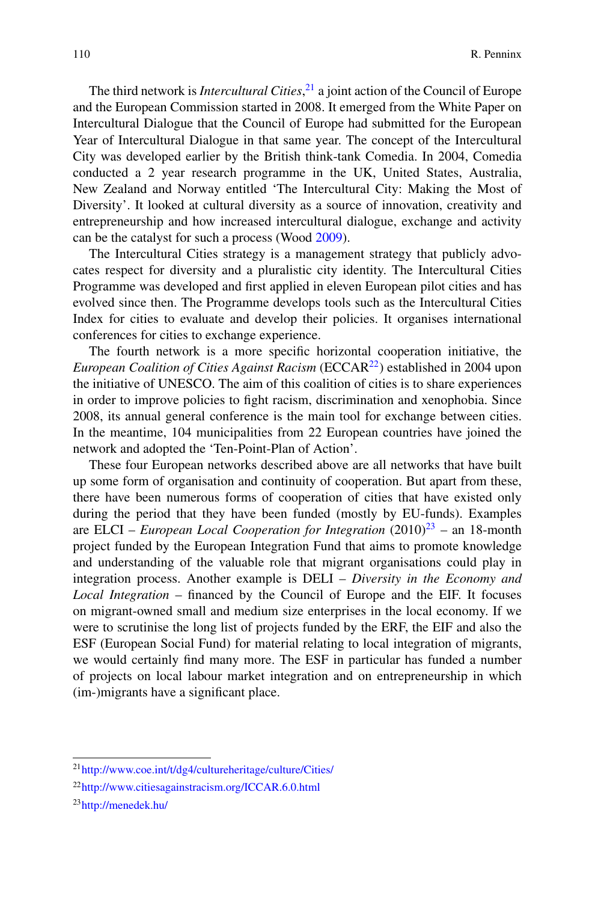The third network is *Intercultural Cities*,[21] a joint action of the Council of Europe and the European Commission started in 2008. It emerged from the White Paper on Intercultural Dialogue that the Council of Europe had submitted for the European Year of Intercultural Dialogue in that same year. The concept of the Intercultural City was developed earlier by the British think-tank Comedia. In 2004, Comedia conducted a 2 year research programme in the UK, United States, Australia, New Zealand and Norway entitled 'The Intercultural City: Making the Most of Diversity'. It looked at cultural diversity as a source of innovation, creativity and entrepreneurship and how increased intercultural dialogue, exchange and activity can be the catalyst for such a process (Wood 2009).

The Intercultural Cities strategy is a management strategy that publicly advocates respect for diversity and a pluralistic city identity. The Intercultural Cities Programme was developed and first applied in eleven European pilot cities and has evolved since then. The Programme develops tools such as the Intercultural Cities Index for cities to evaluate and develop their policies. It organises international conferences for cities to exchange experience.

The fourth network is a more specific horizontal cooperation initiative, the *European Coalition of Cities Against Racism* (ECCAR[22]) established in 2004 upon the initiative of UNESCO. The aim of this coalition of cities is to share experiences in order to improve policies to fight racism, discrimination and xenophobia. Since 2008, its annual general conference is the main tool for exchange between cities. In the meantime, 104 municipalities from 22 European countries have joined the network and adopted the 'Ten-Point-Plan of Action'.

These four European networks described above are all networks that have built up some form of organisation and continuity of cooperation. But apart from these, there have been numerous forms of cooperation of cities that have existed only during the period that they have been funded (mostly by EU-funds). Examples are ELCI – *European Local Cooperation for Integration* (2010)[23] – an 18-month project funded by the European Integration Fund that aims to promote knowledge and understanding of the valuable role that migrant organisations could play in integration process. Another example is DELI – *Diversity in the Economy and Local Integration* – financed by the Council of Europe and the EIF. It focuses on migrant-owned small and medium size enterprises in the local economy. If we were to scrutinise the long list of projects funded by the ERF, the EIF and also the ESF (European Social Fund) for material relating to local integration of migrants, we would certainly find many more. The ESF in particular has funded a number of projects on local labour market integration and on entrepreneurship in which (im-)migrants have a significant place.

[21] http://www.coe.int/t/dg4/cultureheritage/culture/Cities/

[22] http://www.citiesagainstracism.org/ICCAR.6.0.html

[23] http://menedek.hu/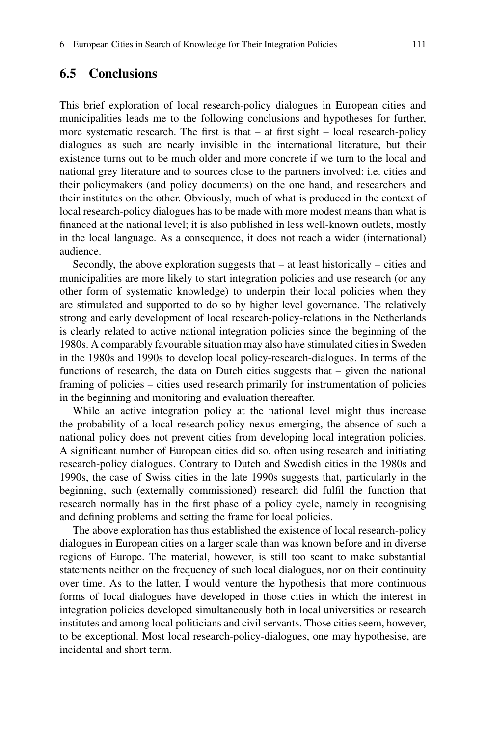## 6.5 Conclusions

This brief exploration of local research-policy dialogues in European cities and municipalities leads me to the following conclusions and hypotheses for further, more systematic research. The first is that – at first sight – local research-policy dialogues as such are nearly invisible in the international literature, but their existence turns out to be much older and more concrete if we turn to the local and national grey literature and to sources close to the partners involved: i.e. cities and their policymakers (and policy documents) on the one hand, and researchers and their institutes on the other. Obviously, much of what is produced in the context of local research-policy dialogues has to be made with more modest means than what is financed at the national level; it is also published in less well-known outlets, mostly in the local language. As a consequence, it does not reach a wider (international) audience.

Secondly, the above exploration suggests that – at least historically – cities and municipalities are more likely to start integration policies and use research (or any other form of systematic knowledge) to underpin their local policies when they are stimulated and supported to do so by higher level governance. The relatively strong and early development of local research-policy-relations in the Netherlands is clearly related to active national integration policies since the beginning of the 1980s. A comparably favourable situation may also have stimulated cities in Sweden in the 1980s and 1990s to develop local policy-research-dialogues. In terms of the functions of research, the data on Dutch cities suggests that – given the national framing of policies – cities used research primarily for instrumentation of policies in the beginning and monitoring and evaluation thereafter.

While an active integration policy at the national level might thus increase the probability of a local research-policy nexus emerging, the absence of such a national policy does not prevent cities from developing local integration policies. A significant number of European cities did so, often using research and initiating research-policy dialogues. Contrary to Dutch and Swedish cities in the 1980s and 1990s, the case of Swiss cities in the late 1990s suggests that, particularly in the beginning, such (externally commissioned) research did fulfil the function that research normally has in the first phase of a policy cycle, namely in recognising and defining problems and setting the frame for local policies.

The above exploration has thus established the existence of local research-policy dialogues in European cities on a larger scale than was known before and in diverse regions of Europe. The material, however, is still too scant to make substantial statements neither on the frequency of such local dialogues, nor on their continuity over time. As to the latter, I would venture the hypothesis that more continuous forms of local dialogues have developed in those cities in which the interest in integration policies developed simultaneously both in local universities or research institutes and among local politicians and civil servants. Those cities seem, however, to be exceptional. Most local research-policy-dialogues, one may hypothesise, are incidental and short term.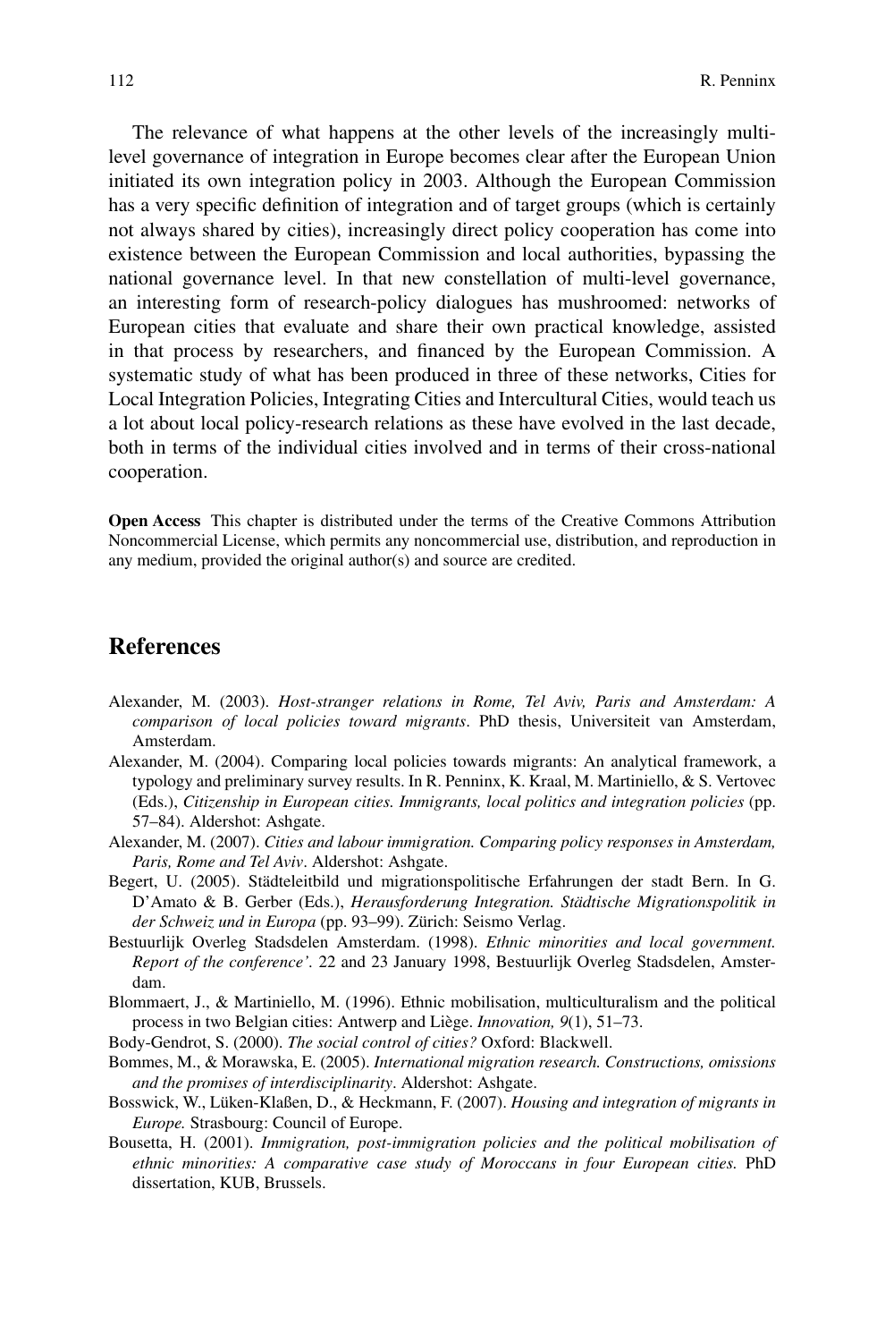The relevance of what happens at the other levels of the increasingly multi-level governance of integration in Europe becomes clear after the European Union initiated its own integration policy in 2003. Although the European Commission has a very specific definition of integration and of target groups (which is certainly not always shared by cities), increasingly direct policy cooperation has come into existence between the European Commission and local authorities, bypassing the national governance level. In that new constellation of multi-level governance, an interesting form of research-policy dialogues has mushroomed: networks of European cities that evaluate and share their own practical knowledge, assisted in that process by researchers, and financed by the European Commission. A systematic study of what has been produced in three of these networks, Cities for Local Integration Policies, Integrating Cities and Intercultural Cities, would teach us a lot about local policy-research relations as these have evolved in the last decade, both in terms of the individual cities involved and in terms of their cross-national cooperation.

**Open Access** This chapter is distributed under the terms of the Creative Commons Attribution Noncommercial License, which permits any noncommercial use, distribution, and reproduction in any medium, provided the original author(s) and source are credited.

## References

Alexander, M. (2003). *Host-stranger relations in Rome, Tel Aviv, Paris and Amsterdam: A comparison of local policies toward migrants*. PhD thesis, Universiteit van Amsterdam, Amsterdam.

Alexander, M. (2004). Comparing local policies towards migrants: An analytical framework, a typology and preliminary survey results. In R. Penninx, K. Kraal, M. Martiniello, & S. Vertovec (Eds.), *Citizenship in European cities. Immigrants, local politics and integration policies* (pp. 57–84). Aldershot: Ashgate.

Alexander, M. (2007). *Cities and labour immigration. Comparing policy responses in Amsterdam, Paris, Rome and Tel Aviv*. Aldershot: Ashgate.

Begert, U. (2005). Städteleitbild und migrationspolitische Erfahrungen der stadt Bern. In G. D'Amato & B. Gerber (Eds.), *Herausforderung Integration. Städtische Migrationspolitik in der Schweiz und in Europa* (pp. 93–99). Zürich: Seismo Verlag.

Bestuurlijk Overleg Stadsdelen Amsterdam. (1998). *Ethnic minorities and local government. Report of the conference'*. 22 and 23 January 1998, Bestuurlijk Overleg Stadsdelen, Amsterdam.

Blommaert, J., & Martiniello, M. (1996). Ethnic mobilisation, multiculturalism and the political process in two Belgian cities: Antwerp and Liège. *Innovation, 9*(1), 51–73.

Body-Gendrot, S. (2000). *The social control of cities?* Oxford: Blackwell.

Bommes, M., & Morawska, E. (2005). *International migration research. Constructions, omissions and the promises of interdisciplinarity*. Aldershot: Ashgate.

Bosswick, W., Lüken-Klaßen, D., & Heckmann, F. (2007). *Housing and integration of migrants in Europe.* Strasbourg: Council of Europe.

Bousetta, H. (2001). *Immigration, post-immigration policies and the political mobilisation of ethnic minorities: A comparative case study of Moroccans in four European cities.* PhD dissertation, KUB, Brussels.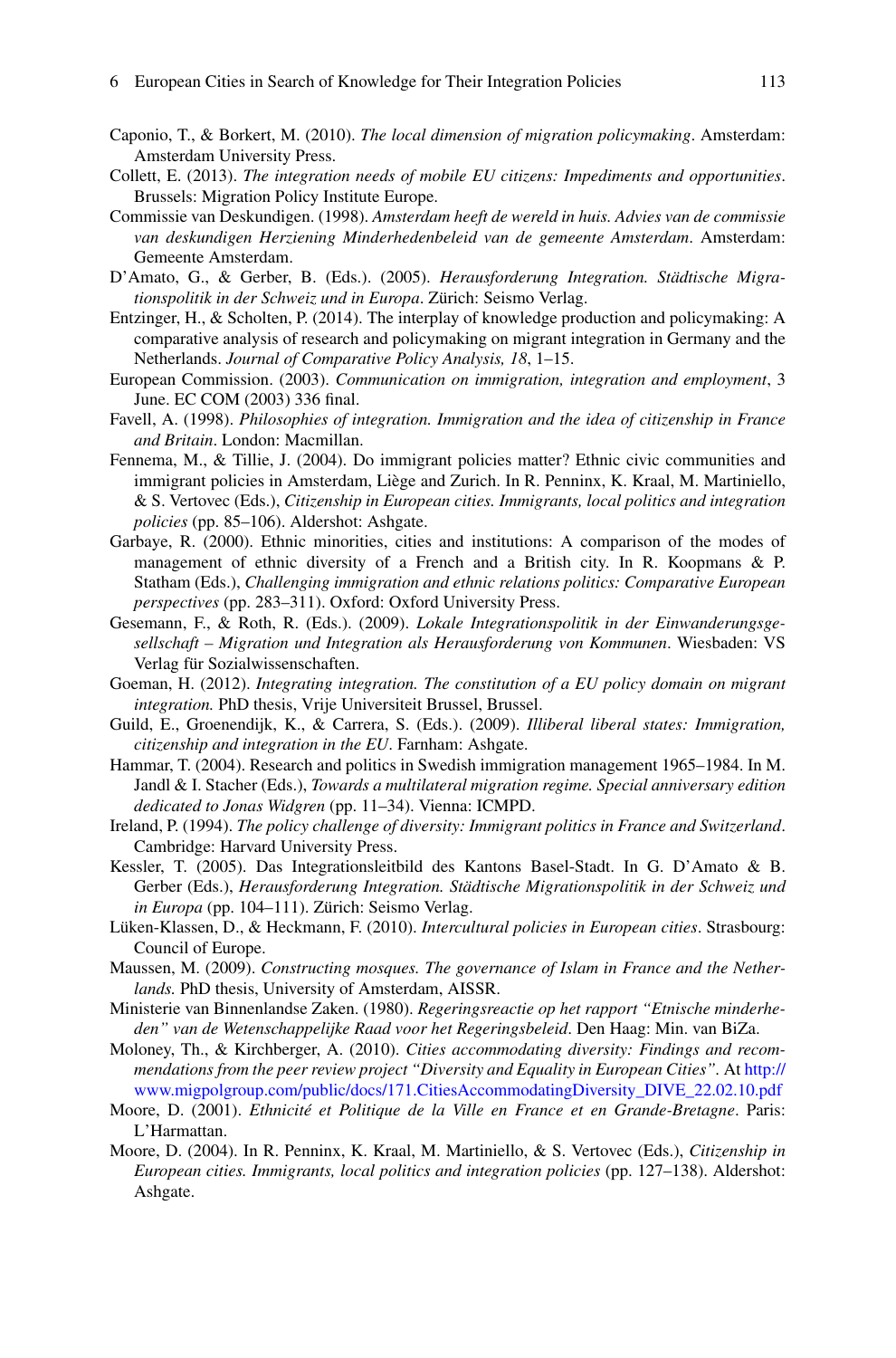Caponio, T., & Borkert, M. (2010). *The local dimension of migration policymaking*. Amsterdam: Amsterdam University Press.

Collett, E. (2013). *The integration needs of mobile EU citizens: Impediments and opportunities*. Brussels: Migration Policy Institute Europe.

Commissie van Deskundigen. (1998). *Amsterdam heeft de wereld in huis. Advies van de commissie van deskundigen Herziening Minderhedenbeleid van de gemeente Amsterdam*. Amsterdam: Gemeente Amsterdam.

D'Amato, G., & Gerber, B. (Eds.). (2005). *Herausforderung Integration. Städtische Migrationspolitik in der Schweiz und in Europa*. Zürich: Seismo Verlag.

Entzinger, H., & Scholten, P. (2014). The interplay of knowledge production and policymaking: A comparative analysis of research and policymaking on migrant integration in Germany and the Netherlands. *Journal of Comparative Policy Analysis, 18*, 1–15.

European Commission. (2003). *Communication on immigration, integration and employment*, 3 June. EC COM (2003) 336 final.

Favell, A. (1998). *Philosophies of integration. Immigration and the idea of citizenship in France and Britain*. London: Macmillan.

Fennema, M., & Tillie, J. (2004). Do immigrant policies matter? Ethnic civic communities and immigrant policies in Amsterdam, Liège and Zurich. In R. Penninx, K. Kraal, M. Martiniello, & S. Vertovec (Eds.), *Citizenship in European cities. Immigrants, local politics and integration policies* (pp. 85–106). Aldershot: Ashgate.

Garbaye, R. (2000). Ethnic minorities, cities and institutions: A comparison of the modes of management of ethnic diversity of a French and a British city. In R. Koopmans & P. Statham (Eds.), *Challenging immigration and ethnic relations politics: Comparative European perspectives* (pp. 283–311). Oxford: Oxford University Press.

Gesemann, F., & Roth, R. (Eds.). (2009). *Lokale Integrationspolitik in der Einwanderungsgesellschaft – Migration und Integration als Herausforderung von Kommunen*. Wiesbaden: VS Verlag für Sozialwissenschaften.

Goeman, H. (2012). *Integrating integration. The constitution of a EU policy domain on migrant integration.* PhD thesis, Vrije Universiteit Brussel, Brussel.

Guild, E., Groenendijk, K., & Carrera, S. (Eds.). (2009). *Illiberal liberal states: Immigration, citizenship and integration in the EU*. Farnham: Ashgate.

Hammar, T. (2004). Research and politics in Swedish immigration management 1965–1984. In M. Jandl & I. Stacher (Eds.), *Towards a multilateral migration regime. Special anniversary edition dedicated to Jonas Widgren* (pp. 11–34). Vienna: ICMPD.

Ireland, P. (1994). *The policy challenge of diversity: Immigrant politics in France and Switzerland*. Cambridge: Harvard University Press.

Kessler, T. (2005). Das Integrationsleitbild des Kantons Basel-Stadt. In G. D'Amato & B. Gerber (Eds.), *Herausforderung Integration. Städtische Migrationspolitik in der Schweiz und in Europa* (pp. 104–111). Zürich: Seismo Verlag.

Lüken-Klassen, D., & Heckmann, F. (2010). *Intercultural policies in European cities*. Strasbourg: Council of Europe.

Maussen, M. (2009). *Constructing mosques. The governance of Islam in France and the Netherlands.* PhD thesis, University of Amsterdam, AISSR.

Ministerie van Binnenlandse Zaken. (1980). *Regeringsreactie op het rapport "Etnische minderheden" van de Wetenschappelijke Raad voor het Regeringsbeleid*. Den Haag: Min. van BiZa.

Moloney, Th., & Kirchberger, A. (2010). *Cities accommodating diversity: Findings and recommendations from the peer review project "Diversity and Equality in European Cities"*. At http://www.migpolgroup.com/public/docs/171.CitiesAccommodatingDiversity_DIVE_22.02.10.pdf

Moore, D. (2001). *Ethnicité et Politique de la Ville en France et en Grande-Bretagne*. Paris: L'Harmattan.

Moore, D. (2004). In R. Penninx, K. Kraal, M. Martiniello, & S. Vertovec (Eds.), *Citizenship in European cities. Immigrants, local politics and integration policies* (pp. 127–138). Aldershot: Ashgate.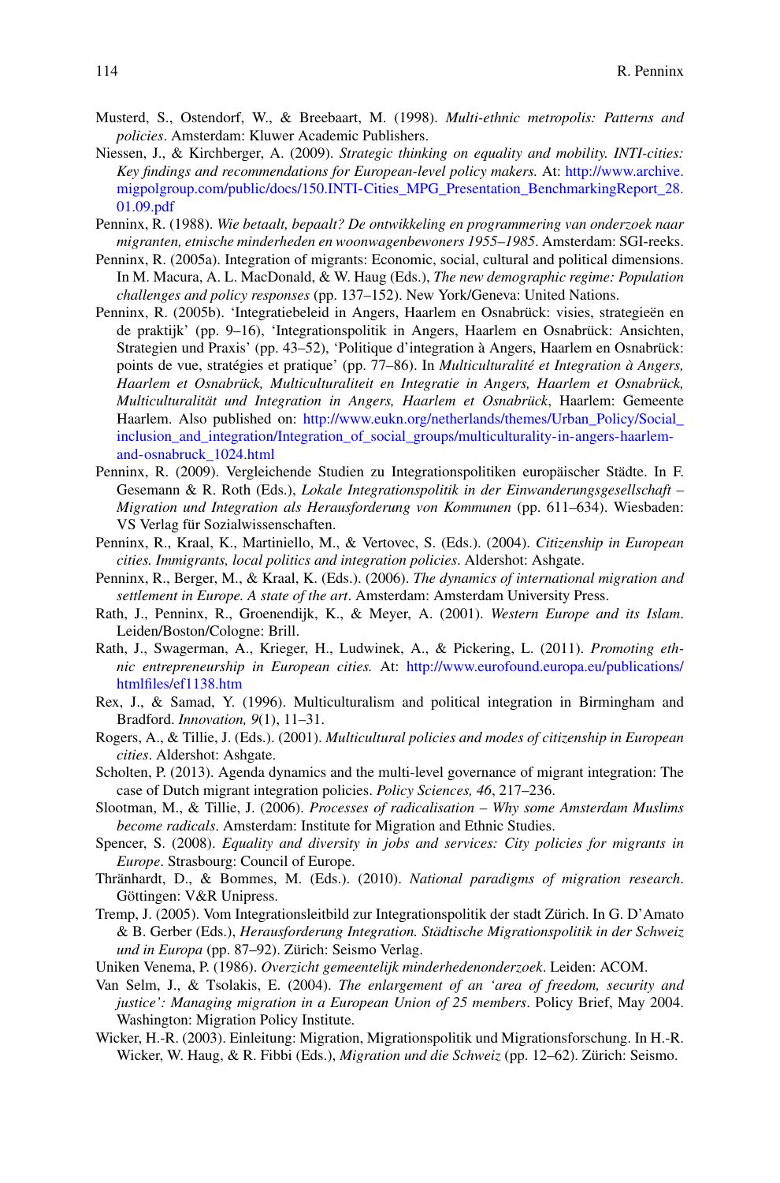Musterd, S., Ostendorf, W., & Breebaart, M. (1998). *Multi-ethnic metropolis: Patterns and policies*. Amsterdam: Kluwer Academic Publishers.

Niessen, J., & Kirchberger, A. (2009). *Strategic thinking on equality and mobility. INTI-cities: Key findings and recommendations for European-level policy makers.* At: http://www.archive.migpolgroup.com/public/docs/150.INTI-Cities_MPG_Presentation_BenchmarkingReport_28.01.09.pdf

Penninx, R. (1988). *Wie betaalt, bepaalt? De ontwikkeling en programmering van onderzoek naar migranten, etnische minderheden en woonwagenbewoners 1955–1985*. Amsterdam: SGI-reeks.

Penninx, R. (2005a). Integration of migrants: Economic, social, cultural and political dimensions. In M. Macura, A. L. MacDonald, & W. Haug (Eds.), *The new demographic regime: Population challenges and policy responses* (pp. 137–152). New York/Geneva: United Nations.

Penninx, R. (2005b). 'Integratiebeleid in Angers, Haarlem en Osnabrück: visies, strategieën en de praktijk' (pp. 9–16), 'Integrationspolitik in Angers, Haarlem en Osnabrück: Ansichten, Strategien und Praxis' (pp. 43–52), 'Politique d'integration à Angers, Haarlem en Osnabrück: points de vue, stratégies et pratique' (pp. 77–86). In *Multiculturalité et Integration à Angers, Haarlem et Osnabrück, Multiculturaliteit en Integratie in Angers, Haarlem et Osnabrück, Multiculturalität und Integration in Angers, Haarlem et Osnabrück*, Haarlem: Gemeente Haarlem. Also published on: http://www.eukn.org/netherlands/themes/Urban_Policy/Social_inclusion_and_integration/Integration_of_social_groups/multiculturality-in-angers-haarlem-and-osnabruck_1024.html

Penninx, R. (2009). Vergleichende Studien zu Integrationspolitiken europäischer Städte. In F. Gesemann & R. Roth (Eds.), *Lokale Integrationspolitik in der Einwanderungsgesellschaft – Migration und Integration als Herausforderung von Kommunen* (pp. 611–634). Wiesbaden: VS Verlag für Sozialwissenschaften.

Penninx, R., Kraal, K., Martiniello, M., & Vertovec, S. (Eds.). (2004). *Citizenship in European cities. Immigrants, local politics and integration policies*. Aldershot: Ashgate.

Penninx, R., Berger, M., & Kraal, K. (Eds.). (2006). *The dynamics of international migration and settlement in Europe. A state of the art*. Amsterdam: Amsterdam University Press.

Rath, J., Penninx, R., Groenendijk, K., & Meyer, A. (2001). *Western Europe and its Islam*. Leiden/Boston/Cologne: Brill.

Rath, J., Swagerman, A., Krieger, H., Ludwinek, A., & Pickering, L. (2011). *Promoting ethnic entrepreneurship in European cities.* At: http://www.eurofound.europa.eu/publications/htmlfiles/ef1138.htm

Rex, J., & Samad, Y. (1996). Multiculturalism and political integration in Birmingham and Bradford. *Innovation, 9*(1), 11–31.

Rogers, A., & Tillie, J. (Eds.). (2001). *Multicultural policies and modes of citizenship in European cities*. Aldershot: Ashgate.

Scholten, P. (2013). Agenda dynamics and the multi-level governance of migrant integration: The case of Dutch migrant integration policies. *Policy Sciences, 46*, 217–236.

Slootman, M., & Tillie, J. (2006). *Processes of radicalisation – Why some Amsterdam Muslims become radicals*. Amsterdam: Institute for Migration and Ethnic Studies.

Spencer, S. (2008). *Equality and diversity in jobs and services: City policies for migrants in Europe*. Strasbourg: Council of Europe.

Thränhardt, D., & Bommes, M. (Eds.). (2010). *National paradigms of migration research*. Göttingen: V&R Unipress.

Tremp, J. (2005). Vom Integrationsleitbild zur Integrationspolitik der stadt Zürich. In G. D'Amato & B. Gerber (Eds.), *Herausforderung Integration. Städtische Migrationspolitik in der Schweiz und in Europa* (pp. 87–92). Zürich: Seismo Verlag.

Uniken Venema, P. (1986). *Overzicht gemeentelijk minderhedenonderzoek*. Leiden: ACOM.

Van Selm, J., & Tsolakis, E. (2004). *The enlargement of an 'area of freedom, security and justice': Managing migration in a European Union of 25 members*. Policy Brief, May 2004. Washington: Migration Policy Institute.

Wicker, H.-R. (2003). Einleitung: Migration, Migrationspolitik und Migrationsforschung. In H.-R. Wicker, W. Haug, & R. Fibbi (Eds.), *Migration und die Schweiz* (pp. 12–62). Zürich: Seismo.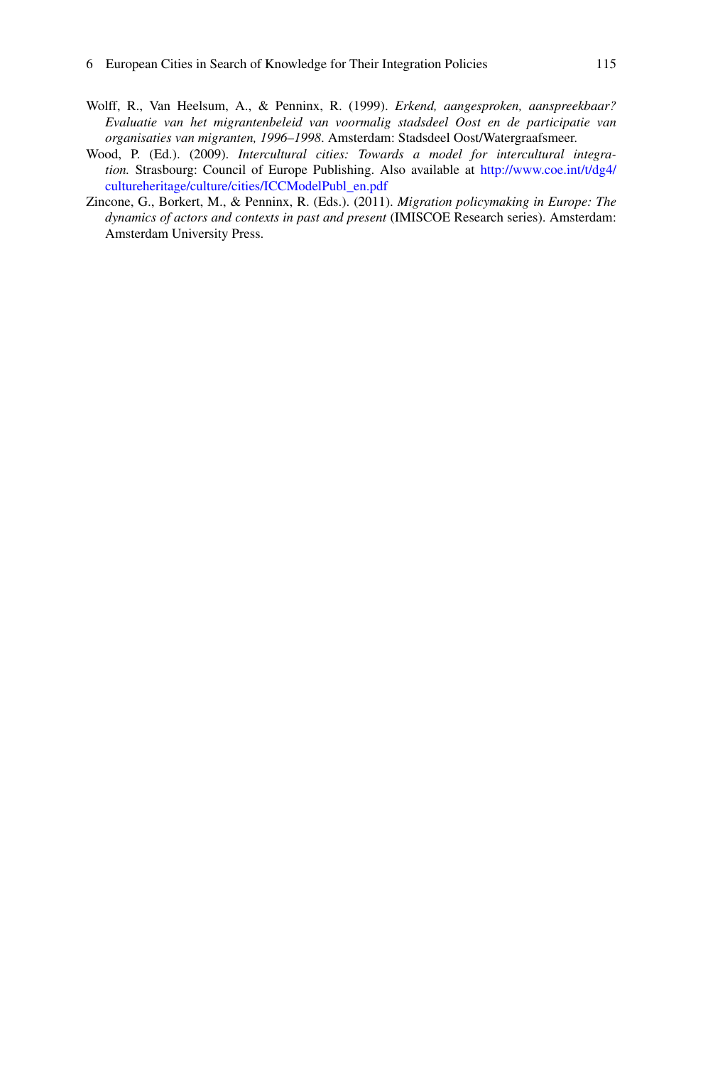Wolff, R., Van Heelsum, A., & Penninx, R. (1999). *Erkend, aangesproken, aanspreekbaar? Evaluatie van het migrantenbeleid van voormalig stadsdeel Oost en de participatie van organisaties van migranten, 1996–1998*. Amsterdam: Stadsdeel Oost/Watergraafsmeer.

Wood, P. (Ed.). (2009). *Intercultural cities: Towards a model for intercultural integration.* Strasbourg: Council of Europe Publishing. Also available at http://www.coe.int/t/dg4/cultureheritage/culture/cities/ICCModelPubl_en.pdf

Zincone, G., Borkert, M., & Penninx, R. (Eds.). (2011). *Migration policymaking in Europe: The dynamics of actors and contexts in past and present* (IMISCOE Research series). Amsterdam: Amsterdam University Press.